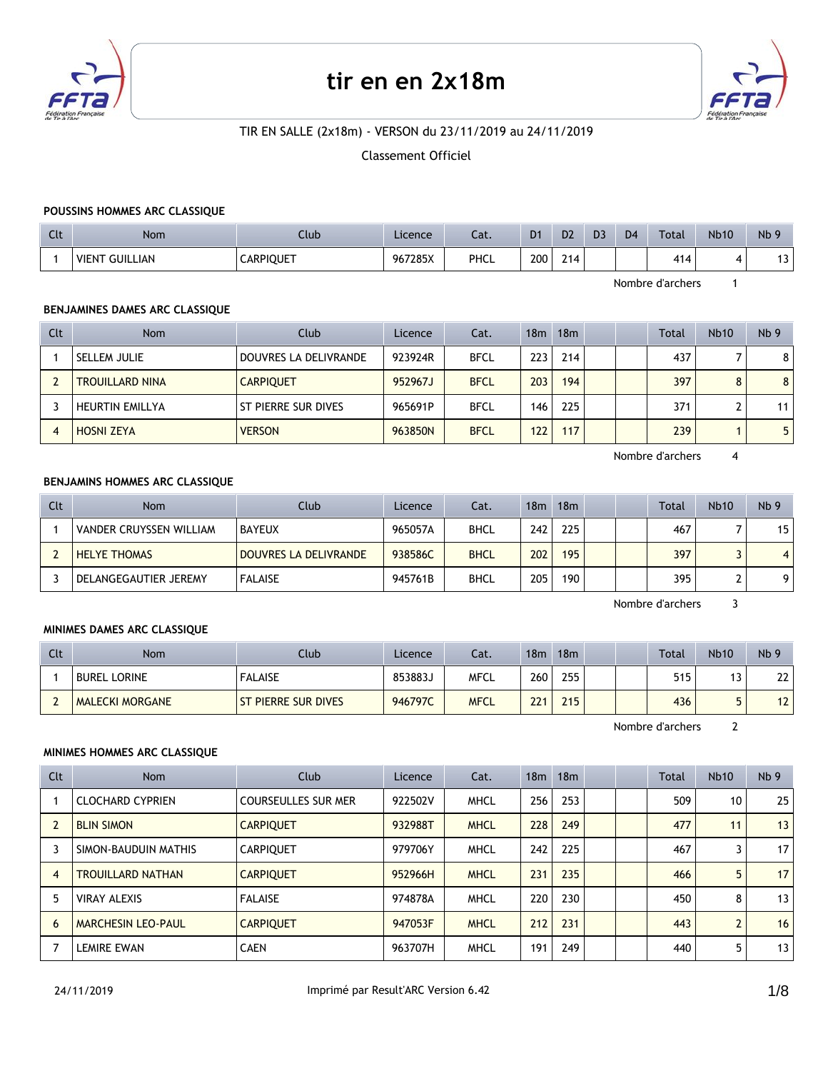# tir en en 2x18m

TIR EN SALLE (2x18m) - VERSON du 23/11/2019 au 24/11/2019

Classement Officiel

### POUSSINS HOMMES ARC CLASSIQUE

| Clt | Nom | Club | Licence | Cat. | D1 | D2 | D3 | D4 | Total | Nb10 | Nb 9 |
|---|---|---|---|---|---|---|---|---|---|---|---|
| 1 | VIENT GUILLIAN | CARPIQUET | 967285X | PHCL | 200 | 214 | | | 414 | 4 | 13 |

Nombre d'archers 1

### BENJAMINES DAMES ARC CLASSIQUE

| Clt | Nom | Club | Licence | Cat. | 18m | 18m | | | Total | Nb10 | Nb 9 |
|---|---|---|---|---|---|---|---|---|---|---|---|
| 1 | SELLEM JULIE | DOUVRES LA DELIVRANDE | 923924R | BFCL | 223 | 214 | | | 437 | 7 | 8 |
| 2 | TROUILLARD NINA | CARPIQUET | 952967J | BFCL | 203 | 194 | | | 397 | 8 | 8 |
| 3 | HEURTIN EMILLYA | ST PIERRE SUR DIVES | 965691P | BFCL | 146 | 225 | | | 371 | 2 | 11 |
| 4 | HOSNI ZEYA | VERSON | 963850N | BFCL | 122 | 117 | | | 239 | 1 | 5 |

Nombre d'archers 4

### BENJAMINS HOMMES ARC CLASSIQUE

| Clt | Nom | Club | Licence | Cat. | 18m | 18m | | | Total | Nb10 | Nb 9 |
|---|---|---|---|---|---|---|---|---|---|---|---|
| 1 | VANDER CRUYSSEN WILLIAM | BAYEUX | 965057A | BHCL | 242 | 225 | | | 467 | 7 | 15 |
| 2 | HELYE THOMAS | DOUVRES LA DELIVRANDE | 938586C | BHCL | 202 | 195 | | | 397 | 3 | 4 |
| 3 | DELANGEGAUTIER JEREMY | FALAISE | 945761B | BHCL | 205 | 190 | | | 395 | 2 | 9 |

Nombre d'archers 3

### MINIMES DAMES ARC CLASSIQUE

| Clt | Nom | Club | Licence | Cat. | 18m | 18m | | | Total | Nb10 | Nb 9 |
|---|---|---|---|---|---|---|---|---|---|---|---|
| 1 | BUREL LORINE | FALAISE | 853883J | MFCL | 260 | 255 | | | 515 | 13 | 22 |
| 2 | MALECKI MORGANE | ST PIERRE SUR DIVES | 946797C | MFCL | 221 | 215 | | | 436 | 5 | 12 |

Nombre d'archers 2

### MINIMES HOMMES ARC CLASSIQUE

| Clt | Nom | Club | Licence | Cat. | 18m | 18m | | | Total | Nb10 | Nb 9 |
|---|---|---|---|---|---|---|---|---|---|---|---|
| 1 | CLOCHARD CYPRIEN | COURSEULLES SUR MER | 922502V | MHCL | 256 | 253 | | | 509 | 10 | 25 |
| 2 | BLIN SIMON | CARPIQUET | 932988T | MHCL | 228 | 249 | | | 477 | 11 | 13 |
| 3 | SIMON-BAUDUIN MATHIS | CARPIQUET | 979706Y | MHCL | 242 | 225 | | | 467 | 3 | 17 |
| 4 | TROUILLARD NATHAN | CARPIQUET | 952966H | MHCL | 231 | 235 | | | 466 | 5 | 17 |
| 5 | VIRAY ALEXIS | FALAISE | 974878A | MHCL | 220 | 230 | | | 450 | 8 | 13 |
| 6 | MARCHESIN LEO-PAUL | CARPIQUET | 947053F | MHCL | 212 | 231 | | | 443 | 2 | 16 |
| 7 | LEMIRE EWAN | CAEN | 963707H | MHCL | 191 | 249 | | | 440 | 5 | 13 |

24/11/2019 Imprimé par Result'ARC Version 6.42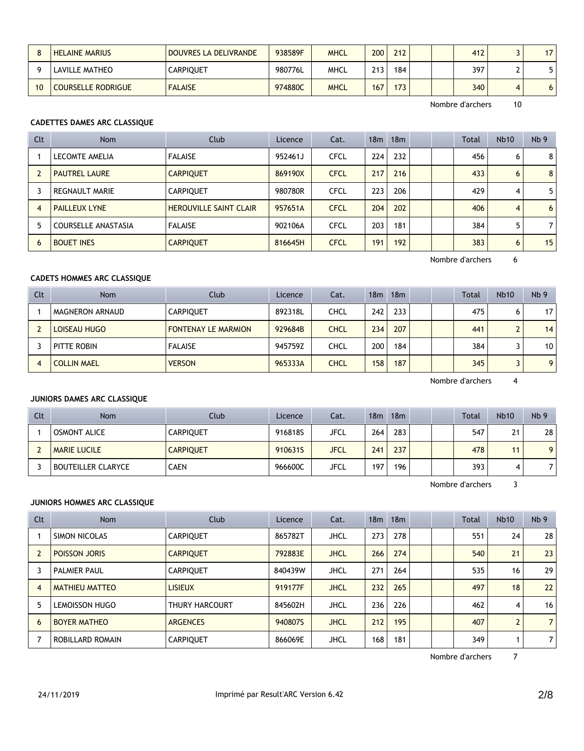| 8 | HELAINE MARIUS | DOUVRES LA DELIVRANDE | 938589F | MHCL | 200 | 212 | | | 412 | 3 | 17 |
|---|---|---|---|---|---|---|---|---|---|---|---|
| 9 | LAVILLE MATHEO | CARPIQUET | 980776L | MHCL | 213 | 184 | | | 397 | 2 | 5 |
| 10 | COURSELLE RODRIGUE | FALAISE | 974880C | MHCL | 167 | 173 | | | 340 | 4 | 6 |

Nombre d'archers 10

**CADETTES DAMES ARC CLASSIQUE**

| Clt | Nom | Club | Licence | Cat. | 18m | 18m | | | Total | Nb10 | Nb 9 |
|---|---|---|---|---|---|---|---|---|---|---|---|
| 1 | LECOMTE AMELIA | FALAISE | 952461J | CFCL | 224 | 232 | | | 456 | 6 | 8 |
| 2 | PAUTREL LAURE | CARPIQUET | 869190X | CFCL | 217 | 216 | | | 433 | 6 | 8 |
| 3 | REGNAULT MARIE | CARPIQUET | 980780R | CFCL | 223 | 206 | | | 429 | 4 | 5 |
| 4 | PAILLEUX LYNE | HEROUVILLE SAINT CLAIR | 957651A | CFCL | 204 | 202 | | | 406 | 4 | 6 |
| 5 | COURSELLE ANASTASIA | FALAISE | 902106A | CFCL | 203 | 181 | | | 384 | 5 | 7 |
| 6 | BOUET INES | CARPIQUET | 816645H | CFCL | 191 | 192 | | | 383 | 6 | 15 |

Nombre d'archers 6

**CADETS HOMMES ARC CLASSIQUE**

| Clt | Nom | Club | Licence | Cat. | 18m | 18m | | | Total | Nb10 | Nb 9 |
|---|---|---|---|---|---|---|---|---|---|---|---|
| 1 | MAGNERON ARNAUD | CARPIQUET | 892318L | CHCL | 242 | 233 | | | 475 | 6 | 17 |
| 2 | LOISEAU HUGO | FONTENAY LE MARMION | 929684B | CHCL | 234 | 207 | | | 441 | 2 | 14 |
| 3 | PITTE ROBIN | FALAISE | 945759Z | CHCL | 200 | 184 | | | 384 | 3 | 10 |
| 4 | COLLIN MAEL | VERSON | 965333A | CHCL | 158 | 187 | | | 345 | 3 | 9 |

Nombre d'archers 4

**JUNIORS DAMES ARC CLASSIQUE**

| Clt | Nom | Club | Licence | Cat. | 18m | 18m | | | Total | Nb10 | Nb 9 |
|---|---|---|---|---|---|---|---|---|---|---|---|
| 1 | OSMONT ALICE | CARPIQUET | 916818S | JFCL | 264 | 283 | | | 547 | 21 | 28 |
| 2 | MARIE LUCILE | CARPIQUET | 910631S | JFCL | 241 | 237 | | | 478 | 11 | 9 |
| 3 | BOUTEILLER CLARYCE | CAEN | 966600C | JFCL | 197 | 196 | | | 393 | 4 | 7 |

Nombre d'archers 3

**JUNIORS HOMMES ARC CLASSIQUE**

| Clt | Nom | Club | Licence | Cat. | 18m | 18m | | | Total | Nb10 | Nb 9 |
|---|---|---|---|---|---|---|---|---|---|---|---|
| 1 | SIMON NICOLAS | CARPIQUET | 865782T | JHCL | 273 | 278 | | | 551 | 24 | 28 |
| 2 | POISSON JORIS | CARPIQUET | 792883E | JHCL | 266 | 274 | | | 540 | 21 | 23 |
| 3 | PALMIER PAUL | CARPIQUET | 840439W | JHCL | 271 | 264 | | | 535 | 16 | 29 |
| 4 | MATHIEU MATTEO | LISIEUX | 919177F | JHCL | 232 | 265 | | | 497 | 18 | 22 |
| 5 | LEMOISSON HUGO | THURY HARCOURT | 845602H | JHCL | 236 | 226 | | | 462 | 4 | 16 |
| 6 | BOYER MATHEO | ARGENCES | 940807S | JHCL | 212 | 195 | | | 407 | 2 | 7 |
| 7 | ROBILLARD ROMAIN | CARPIQUET | 866069E | JHCL | 168 | 181 | | | 349 | 1 | 7 |

Nombre d'archers 7

24/11/2019 Imprimé par Result'ARC Version 6.42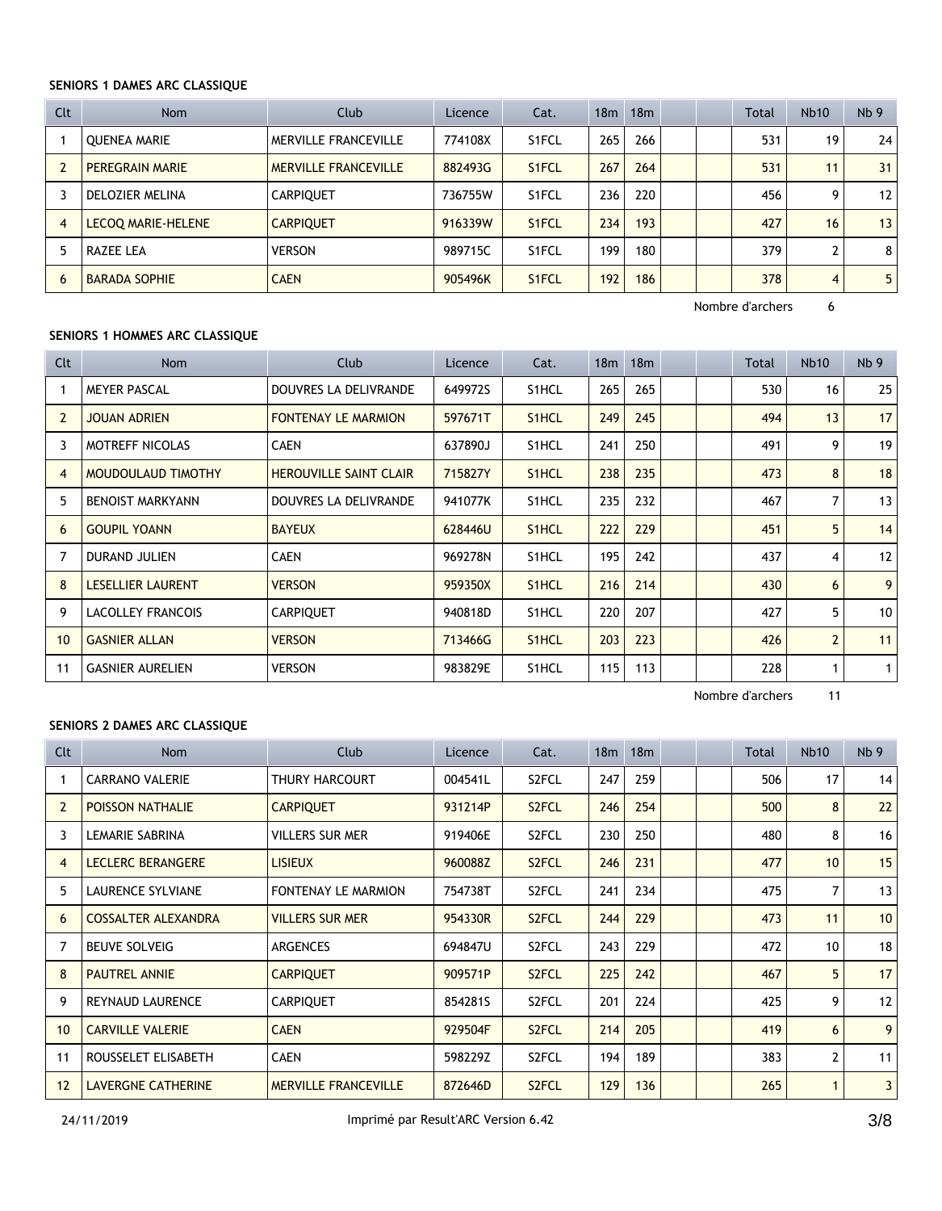**SENIORS 1 DAMES ARC CLASSIQUE**

| Clt | Nom | Club | Licence | Cat. | 18m | 18m | | | Total | Nb10 | Nb 9 |
|---|---|---|---|---|---|---|---|---|---|---|---|
| 1 | QUENEA MARIE | MERVILLE FRANCEVILLE | 774108X | S1FCL | 265 | 266 | | | 531 | 19 | 24 |
| 2 | PEREGRAIN MARIE | MERVILLE FRANCEVILLE | 882493G | S1FCL | 267 | 264 | | | 531 | 11 | 31 |
| 3 | DELOZIER MELINA | CARPIQUET | 736755W | S1FCL | 236 | 220 | | | 456 | 9 | 12 |
| 4 | LECOQ MARIE-HELENE | CARPIQUET | 916339W | S1FCL | 234 | 193 | | | 427 | 16 | 13 |
| 5 | RAZEE LEA | VERSON | 989715C | S1FCL | 199 | 180 | | | 379 | 2 | 8 |
| 6 | BARADA SOPHIE | CAEN | 905496K | S1FCL | 192 | 186 | | | 378 | 4 | 5 |

Nombre d'archers 6

**SENIORS 1 HOMMES ARC CLASSIQUE**

| Clt | Nom | Club | Licence | Cat. | 18m | 18m | | | Total | Nb10 | Nb 9 |
|---|---|---|---|---|---|---|---|---|---|---|---|
| 1 | MEYER PASCAL | DOUVRES LA DELIVRANDE | 649972S | S1HCL | 265 | 265 | | | 530 | 16 | 25 |
| 2 | JOUAN ADRIEN | FONTENAY LE MARMION | 597671T | S1HCL | 249 | 245 | | | 494 | 13 | 17 |
| 3 | MOTREFF NICOLAS | CAEN | 637890J | S1HCL | 241 | 250 | | | 491 | 9 | 19 |
| 4 | MOUDOULAUD TIMOTHY | HEROUVILLE SAINT CLAIR | 715827Y | S1HCL | 238 | 235 | | | 473 | 8 | 18 |
| 5 | BENOIST MARKYANN | DOUVRES LA DELIVRANDE | 941077K | S1HCL | 235 | 232 | | | 467 | 7 | 13 |
| 6 | GOUPIL YOANN | BAYEUX | 628446U | S1HCL | 222 | 229 | | | 451 | 5 | 14 |
| 7 | DURAND JULIEN | CAEN | 969278N | S1HCL | 195 | 242 | | | 437 | 4 | 12 |
| 8 | LESELLIER LAURENT | VERSON | 959350X | S1HCL | 216 | 214 | | | 430 | 6 | 9 |
| 9 | LACOLLEY FRANCOIS | CARPIQUET | 940818D | S1HCL | 220 | 207 | | | 427 | 5 | 10 |
| 10 | GASNIER ALLAN | VERSON | 713466G | S1HCL | 203 | 223 | | | 426 | 2 | 11 |
| 11 | GASNIER AURELIEN | VERSON | 983829E | S1HCL | 115 | 113 | | | 228 | 1 | 1 |

Nombre d'archers 11

**SENIORS 2 DAMES ARC CLASSIQUE**

| Clt | Nom | Club | Licence | Cat. | 18m | 18m | | | Total | Nb10 | Nb 9 |
|---|---|---|---|---|---|---|---|---|---|---|---|
| 1 | CARRANO VALERIE | THURY HARCOURT | 004541L | S2FCL | 247 | 259 | | | 506 | 17 | 14 |
| 2 | POISSON NATHALIE | CARPIQUET | 931214P | S2FCL | 246 | 254 | | | 500 | 8 | 22 |
| 3 | LEMARIE SABRINA | VILLERS SUR MER | 919406E | S2FCL | 230 | 250 | | | 480 | 8 | 16 |
| 4 | LECLERC BERANGERE | LISIEUX | 960088Z | S2FCL | 246 | 231 | | | 477 | 10 | 15 |
| 5 | LAURENCE SYLVIANE | FONTENAY LE MARMION | 754738T | S2FCL | 241 | 234 | | | 475 | 7 | 13 |
| 6 | COSSALTER ALEXANDRA | VILLERS SUR MER | 954330R | S2FCL | 244 | 229 | | | 473 | 11 | 10 |
| 7 | BEUVE SOLVEIG | ARGENCES | 694847U | S2FCL | 243 | 229 | | | 472 | 10 | 18 |
| 8 | PAUTREL ANNIE | CARPIQUET | 909571P | S2FCL | 225 | 242 | | | 467 | 5 | 17 |
| 9 | REYNAUD LAURENCE | CARPIQUET | 854281S | S2FCL | 201 | 224 | | | 425 | 9 | 12 |
| 10 | CARVILLE VALERIE | CAEN | 929504F | S2FCL | 214 | 205 | | | 419 | 6 | 9 |
| 11 | ROUSSELET ELISABETH | CAEN | 598229Z | S2FCL | 194 | 189 | | | 383 | 2 | 11 |
| 12 | LAVERGNE CATHERINE | MERVILLE FRANCEVILLE | 872646D | S2FCL | 129 | 136 | | | 265 | 1 | 3 |

24/11/2019 Imprimé par Result'ARC Version 6.42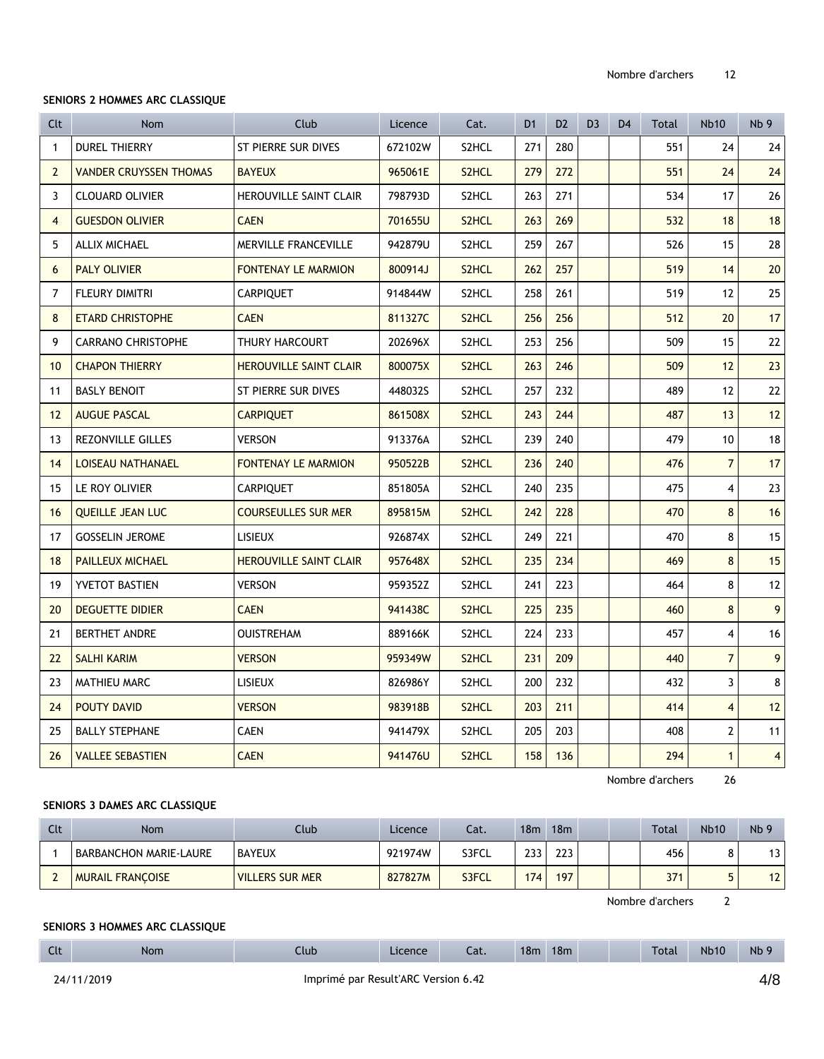Nombre d'archers 12

**SENIORS 2 HOMMES ARC CLASSIQUE**

| Clt | Nom | Club | Licence | Cat. | D1 | D2 | D3 | D4 | Total | Nb10 | Nb 9 |
|---|---|---|---|---|---|---|---|---|---|---|---|
| 1 | DUREL THIERRY | ST PIERRE SUR DIVES | 672102W | S2HCL | 271 | 280 | | | 551 | 24 | 24 |
| 2 | VANDER CRUYSSEN THOMAS | BAYEUX | 965061E | S2HCL | 279 | 272 | | | 551 | 24 | 24 |
| 3 | CLOUARD OLIVIER | HEROUVILLE SAINT CLAIR | 798793D | S2HCL | 263 | 271 | | | 534 | 17 | 26 |
| 4 | GUESDON OLIVIER | CAEN | 701655U | S2HCL | 263 | 269 | | | 532 | 18 | 18 |
| 5 | ALLIX MICHAEL | MERVILLE FRANCEVILLE | 942879U | S2HCL | 259 | 267 | | | 526 | 15 | 28 |
| 6 | PALY OLIVIER | FONTENAY LE MARMION | 800914J | S2HCL | 262 | 257 | | | 519 | 14 | 20 |
| 7 | FLEURY DIMITRI | CARPIQUET | 914844W | S2HCL | 258 | 261 | | | 519 | 12 | 25 |
| 8 | ETARD CHRISTOPHE | CAEN | 811327C | S2HCL | 256 | 256 | | | 512 | 20 | 17 |
| 9 | CARRANO CHRISTOPHE | THURY HARCOURT | 202696X | S2HCL | 253 | 256 | | | 509 | 15 | 22 |
| 10 | CHAPON THIERRY | HEROUVILLE SAINT CLAIR | 800075X | S2HCL | 263 | 246 | | | 509 | 12 | 23 |
| 11 | BASLY BENOIT | ST PIERRE SUR DIVES | 448032S | S2HCL | 257 | 232 | | | 489 | 12 | 22 |
| 12 | AUGUE PASCAL | CARPIQUET | 861508X | S2HCL | 243 | 244 | | | 487 | 13 | 12 |
| 13 | REZONVILLE GILLES | VERSON | 913376A | S2HCL | 239 | 240 | | | 479 | 10 | 18 |
| 14 | LOISEAU NATHANAEL | FONTENAY LE MARMION | 950522B | S2HCL | 236 | 240 | | | 476 | 7 | 17 |
| 15 | LE ROY OLIVIER | CARPIQUET | 851805A | S2HCL | 240 | 235 | | | 475 | 4 | 23 |
| 16 | QUEILLE JEAN LUC | COURSEULLES SUR MER | 895815M | S2HCL | 242 | 228 | | | 470 | 8 | 16 |
| 17 | GOSSELIN JEROME | LISIEUX | 926874X | S2HCL | 249 | 221 | | | 470 | 8 | 15 |
| 18 | PAILLEUX MICHAEL | HEROUVILLE SAINT CLAIR | 957648X | S2HCL | 235 | 234 | | | 469 | 8 | 15 |
| 19 | YVETOT BASTIEN | VERSON | 959352Z | S2HCL | 241 | 223 | | | 464 | 8 | 12 |
| 20 | DEGUETTE DIDIER | CAEN | 941438C | S2HCL | 225 | 235 | | | 460 | 8 | 9 |
| 21 | BERTHET ANDRE | OUISTREHAM | 889166K | S2HCL | 224 | 233 | | | 457 | 4 | 16 |
| 22 | SALHI KARIM | VERSON | 959349W | S2HCL | 231 | 209 | | | 440 | 7 | 9 |
| 23 | MATHIEU MARC | LISIEUX | 826986Y | S2HCL | 200 | 232 | | | 432 | 3 | 8 |
| 24 | POUTY DAVID | VERSON | 983918B | S2HCL | 203 | 211 | | | 414 | 4 | 12 |
| 25 | BALLY STEPHANE | CAEN | 941479X | S2HCL | 205 | 203 | | | 408 | 2 | 11 |
| 26 | VALLEE SEBASTIEN | CAEN | 941476U | S2HCL | 158 | 136 | | | 294 | 1 | 4 |

Nombre d'archers 26

**SENIORS 3 DAMES ARC CLASSIQUE**

| Clt | Nom | Club | Licence | Cat. | 18m | 18m | | | Total | Nb10 | Nb 9 |
|---|---|---|---|---|---|---|---|---|---|---|---|
| 1 | BARBANCHON MARIE-LAURE | BAYEUX | 921974W | S3FCL | 233 | 223 | | | 456 | 8 | 13 |
| 2 | MURAIL FRANÇOISE | VILLERS SUR MER | 827827M | S3FCL | 174 | 197 | | | 371 | 5 | 12 |

Nombre d'archers 2

**SENIORS 3 HOMMES ARC CLASSIQUE**

| Clt | Nom | Club | Licence | Cat. | 18m | 18m | | | Total | Nb10 | Nb 9 |
|---|---|---|---|---|---|---|---|---|---|---|---|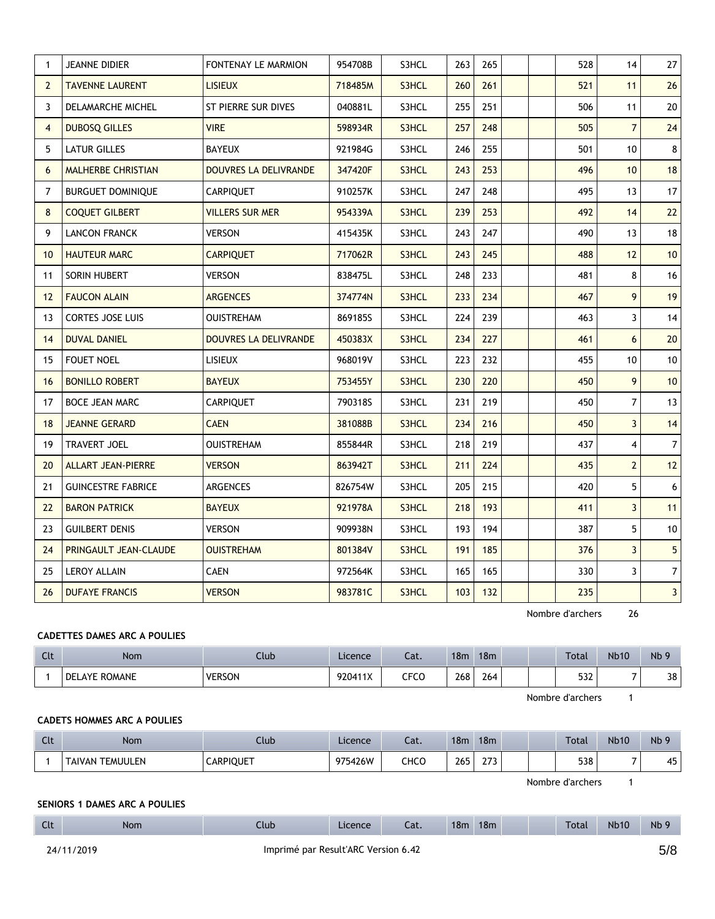| Clt | Nom | Club | Licence | Cat. | 18m | 18m | | | Total | Nb10 | Nb 9 |
|---|---|---|---|---|---|---|---|---|---|---|---|
| 1 | JEANNE DIDIER | FONTENAY LE MARMION | 954708B | S3HCL | 263 | 265 | | | 528 | 14 | 27 |
| 2 | TAVENNE LAURENT | LISIEUX | 718485M | S3HCL | 260 | 261 | | | 521 | 11 | 26 |
| 3 | DELAMARCHE MICHEL | ST PIERRE SUR DIVES | 040881L | S3HCL | 255 | 251 | | | 506 | 11 | 20 |
| 4 | DUBOSQ GILLES | VIRE | 598934R | S3HCL | 257 | 248 | | | 505 | 7 | 24 |
| 5 | LATUR GILLES | BAYEUX | 921984G | S3HCL | 246 | 255 | | | 501 | 10 | 8 |
| 6 | MALHERBE CHRISTIAN | DOUVRES LA DELIVRANDE | 347420F | S3HCL | 243 | 253 | | | 496 | 10 | 18 |
| 7 | BURGUET DOMINIQUE | CARPIQUET | 910257K | S3HCL | 247 | 248 | | | 495 | 13 | 17 |
| 8 | COQUET GILBERT | VILLERS SUR MER | 954339A | S3HCL | 239 | 253 | | | 492 | 14 | 22 |
| 9 | LANCON FRANCK | VERSON | 415435K | S3HCL | 243 | 247 | | | 490 | 13 | 18 |
| 10 | HAUTEUR MARC | CARPIQUET | 717062R | S3HCL | 243 | 245 | | | 488 | 12 | 10 |
| 11 | SORIN HUBERT | VERSON | 838475L | S3HCL | 248 | 233 | | | 481 | 8 | 16 |
| 12 | FAUCON ALAIN | ARGENCES | 374774N | S3HCL | 233 | 234 | | | 467 | 9 | 19 |
| 13 | CORTES JOSE LUIS | OUISTREHAM | 869185S | S3HCL | 224 | 239 | | | 463 | 3 | 14 |
| 14 | DUVAL DANIEL | DOUVRES LA DELIVRANDE | 450383X | S3HCL | 234 | 227 | | | 461 | 6 | 20 |
| 15 | FOUET NOEL | LISIEUX | 968019V | S3HCL | 223 | 232 | | | 455 | 10 | 10 |
| 16 | BONILLO ROBERT | BAYEUX | 753455Y | S3HCL | 230 | 220 | | | 450 | 9 | 10 |
| 17 | BOCE JEAN MARC | CARPIQUET | 790318S | S3HCL | 231 | 219 | | | 450 | 7 | 13 |
| 18 | JEANNE GERARD | CAEN | 381088B | S3HCL | 234 | 216 | | | 450 | 3 | 14 |
| 19 | TRAVERT JOEL | OUISTREHAM | 855844R | S3HCL | 218 | 219 | | | 437 | 4 | 7 |
| 20 | ALLART JEAN-PIERRE | VERSON | 863942T | S3HCL | 211 | 224 | | | 435 | 2 | 12 |
| 21 | GUINCESTRE FABRICE | ARGENCES | 826754W | S3HCL | 205 | 215 | | | 420 | 5 | 6 |
| 22 | BARON PATRICK | BAYEUX | 921978A | S3HCL | 218 | 193 | | | 411 | 3 | 11 |
| 23 | GUILBERT DENIS | VERSON | 909938N | S3HCL | 193 | 194 | | | 387 | 5 | 10 |
| 24 | PRINGAULT JEAN-CLAUDE | OUISTREHAM | 801384V | S3HCL | 191 | 185 | | | 376 | 3 | 5 |
| 25 | LEROY ALLAIN | CAEN | 972564K | S3HCL | 165 | 165 | | | 330 | 3 | 7 |
| 26 | DUFAYE FRANCIS | VERSON | 983781C | S3HCL | 103 | 132 | | | 235 | | 3 |

Nombre d'archers 26

**CADETTES DAMES ARC A POULIES**

| Clt | Nom | Club | Licence | Cat. | 18m | 18m | | | Total | Nb10 | Nb 9 |
|---|---|---|---|---|---|---|---|---|---|---|---|
| 1 | DELAYE ROMANE | VERSON | 920411X | CFCO | 268 | 264 | | | 532 | 7 | 38 |

Nombre d'archers 1

**CADETS HOMMES ARC A POULIES**

| Clt | Nom | Club | Licence | Cat. | 18m | 18m | | | Total | Nb10 | Nb 9 |
|---|---|---|---|---|---|---|---|---|---|---|---|
| 1 | TAIVAN TEMUULEN | CARPIQUET | 975426W | CHCO | 265 | 273 | | | 538 | 7 | 45 |

Nombre d'archers 1

**SENIORS 1 DAMES ARC A POULIES**

| Clt | Nom | Club | Licence | Cat. | 18m | 18m | | | Total | Nb10 | Nb 9 |
|---|---|---|---|---|---|---|---|---|---|---|---|

24/11/2019 Imprimé par Result'ARC Version 6.42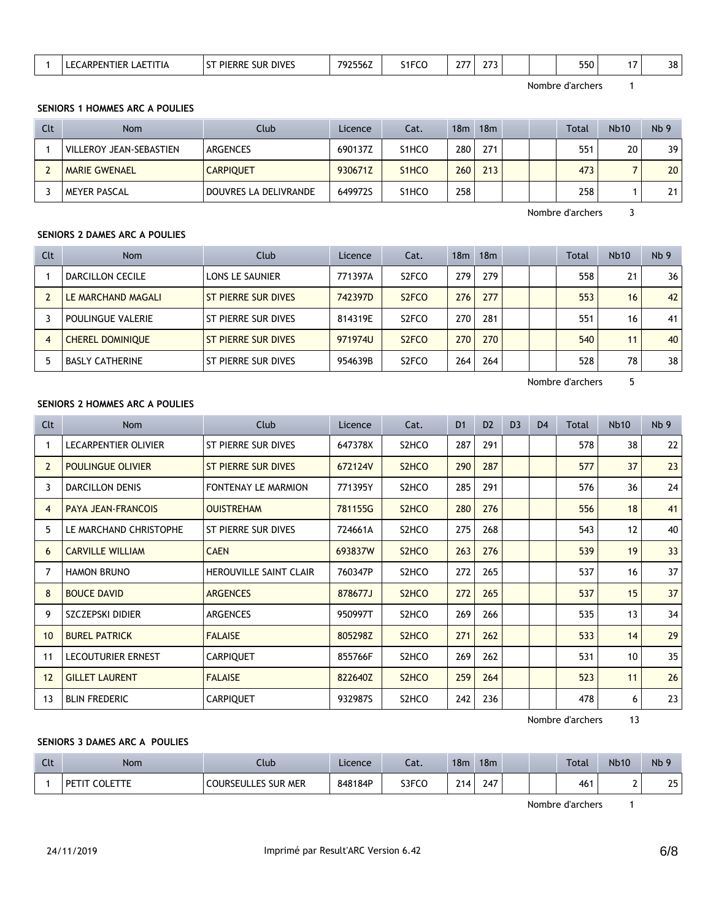| 1 | LECARPENTIER LAETITIA | ST PIERRE SUR DIVES | 792556Z | S1FCO | 277 | 273 | | | 550 | 17 | 38 |
|---|---|---|---|---|---|---|---|---|---|---|---|

Nombre d'archers 1

**SENIORS 1 HOMMES ARC A POULIES**

| Clt | Nom | Club | Licence | Cat. | 18m | 18m | | | Total | Nb10 | Nb 9 |
|---|---|---|---|---|---|---|---|---|---|---|---|
| 1 | VILLEROY JEAN-SEBASTIEN | ARGENCES | 690137Z | S1HCO | 280 | 271 | | | 551 | 20 | 39 |
| 2 | MARIE GWENAEL | CARPIQUET | 930671Z | S1HCO | 260 | 213 | | | 473 | 7 | 20 |
| 3 | MEYER PASCAL | DOUVRES LA DELIVRANDE | 649972S | S1HCO | 258 | | | | 258 | 1 | 21 |

Nombre d'archers 3

**SENIORS 2 DAMES ARC A POULIES**

| Clt | Nom | Club | Licence | Cat. | 18m | 18m | | | Total | Nb10 | Nb 9 |
|---|---|---|---|---|---|---|---|---|---|---|---|
| 1 | DARCILLON CECILE | LONS LE SAUNIER | 771397A | S2FCO | 279 | 279 | | | 558 | 21 | 36 |
| 2 | LE MARCHAND MAGALI | ST PIERRE SUR DIVES | 742397D | S2FCO | 276 | 277 | | | 553 | 16 | 42 |
| 3 | POULINGUE VALERIE | ST PIERRE SUR DIVES | 814319E | S2FCO | 270 | 281 | | | 551 | 16 | 41 |
| 4 | CHEREL DOMINIQUE | ST PIERRE SUR DIVES | 971974U | S2FCO | 270 | 270 | | | 540 | 11 | 40 |
| 5 | BASLY CATHERINE | ST PIERRE SUR DIVES | 954639B | S2FCO | 264 | 264 | | | 528 | 78 | 38 |

Nombre d'archers 5

**SENIORS 2 HOMMES ARC A POULIES**

| Clt | Nom | Club | Licence | Cat. | D1 | D2 | D3 | D4 | Total | Nb10 | Nb 9 |
|---|---|---|---|---|---|---|---|---|---|---|---|
| 1 | LECARPENTIER OLIVIER | ST PIERRE SUR DIVES | 647378X | S2HCO | 287 | 291 | | | 578 | 38 | 22 |
| 2 | POULINGUE OLIVIER | ST PIERRE SUR DIVES | 672124V | S2HCO | 290 | 287 | | | 577 | 37 | 23 |
| 3 | DARCILLON DENIS | FONTENAY LE MARMION | 771395Y | S2HCO | 285 | 291 | | | 576 | 36 | 24 |
| 4 | PAYA JEAN-FRANCOIS | OUISTREHAM | 781155G | S2HCO | 280 | 276 | | | 556 | 18 | 41 |
| 5 | LE MARCHAND CHRISTOPHE | ST PIERRE SUR DIVES | 724661A | S2HCO | 275 | 268 | | | 543 | 12 | 40 |
| 6 | CARVILLE WILLIAM | CAEN | 693837W | S2HCO | 263 | 276 | | | 539 | 19 | 33 |
| 7 | HAMON BRUNO | HEROUVILLE SAINT CLAIR | 760347P | S2HCO | 272 | 265 | | | 537 | 16 | 37 |
| 8 | BOUCE DAVID | ARGENCES | 878677J | S2HCO | 272 | 265 | | | 537 | 15 | 37 |
| 9 | SZCZEPSKI DIDIER | ARGENCES | 950997T | S2HCO | 269 | 266 | | | 535 | 13 | 34 |
| 10 | BUREL PATRICK | FALAISE | 805298Z | S2HCO | 271 | 262 | | | 533 | 14 | 29 |
| 11 | LECOUTURIER ERNEST | CARPIQUET | 855766F | S2HCO | 269 | 262 | | | 531 | 10 | 35 |
| 12 | GILLET LAURENT | FALAISE | 822640Z | S2HCO | 259 | 264 | | | 523 | 11 | 26 |
| 13 | BLIN FREDERIC | CARPIQUET | 932987S | S2HCO | 242 | 236 | | | 478 | 6 | 23 |

Nombre d'archers 13

**SENIORS 3 DAMES ARC A POULIES**

| Clt | Nom | Club | Licence | Cat. | 18m | 18m | | | Total | Nb10 | Nb 9 |
|---|---|---|---|---|---|---|---|---|---|---|---|
| 1 | PETIT COLETTE | COURSEULLES SUR MER | 848184P | S3FCO | 214 | 247 | | | 461 | 2 | 25 |

Nombre d'archers 1

24/11/2019 Imprimé par Result'ARC Version 6.42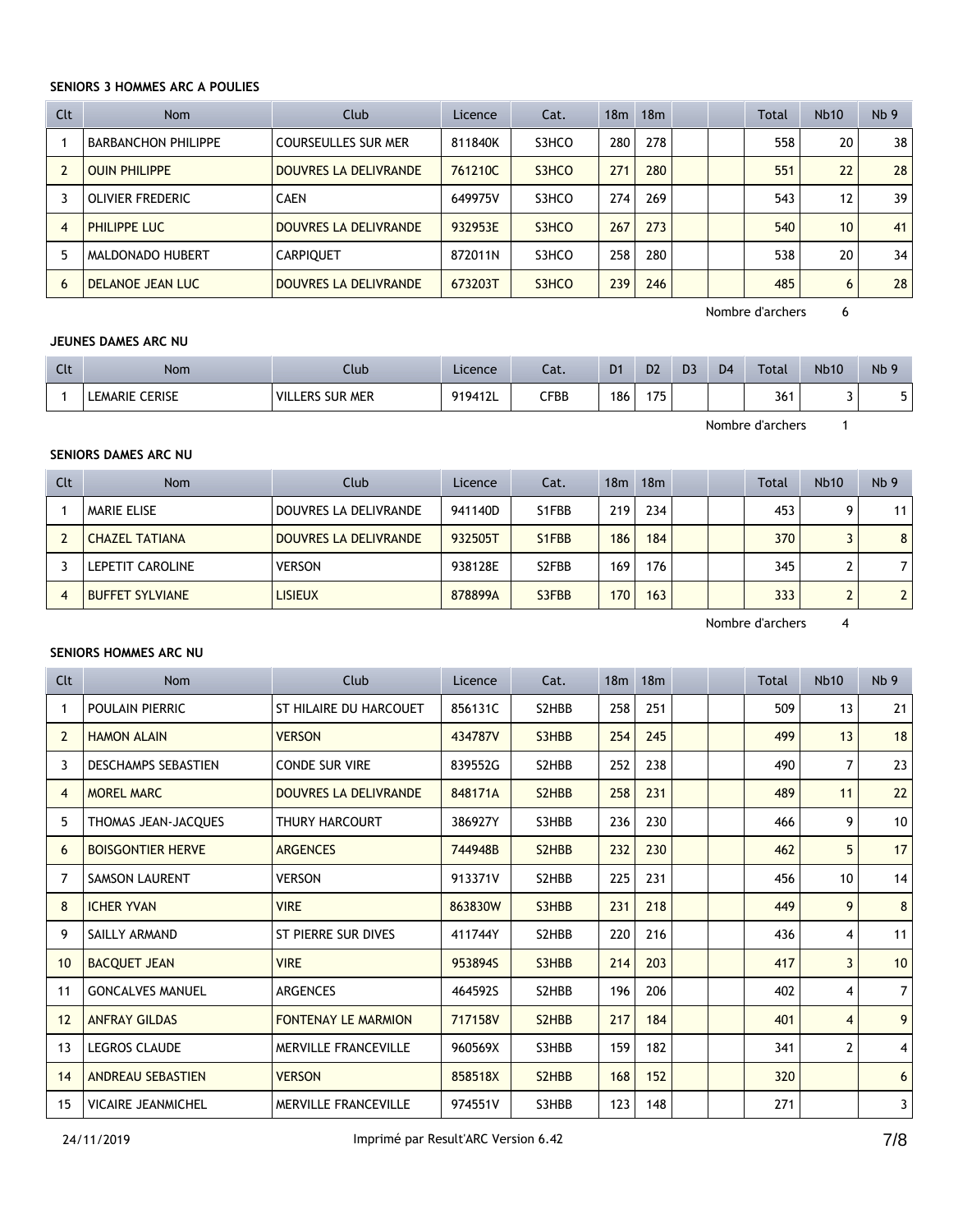### SENIORS 3 HOMMES ARC A POULIES

| Clt | Nom | Club | Licence | Cat. | 18m | 18m | | | Total | Nb10 | Nb 9 |
|---|---|---|---|---|---|---|---|---|---|---|---|
| 1 | BARBANCHON PHILIPPE | COURSEULLES SUR MER | 811840K | S3HCO | 280 | 278 | | | 558 | 20 | 38 |
| 2 | OUIN PHILIPPE | DOUVRES LA DELIVRANDE | 761210C | S3HCO | 271 | 280 | | | 551 | 22 | 28 |
| 3 | OLIVIER FREDERIC | CAEN | 649975V | S3HCO | 274 | 269 | | | 543 | 12 | 39 |
| 4 | PHILIPPE LUC | DOUVRES LA DELIVRANDE | 932953E | S3HCO | 267 | 273 | | | 540 | 10 | 41 |
| 5 | MALDONADO HUBERT | CARPIQUET | 872011N | S3HCO | 258 | 280 | | | 538 | 20 | 34 |
| 6 | DELANOE JEAN LUC | DOUVRES LA DELIVRANDE | 673203T | S3HCO | 239 | 246 | | | 485 | 6 | 28 |

Nombre d'archers 6

### JEUNES DAMES ARC NU

| Clt | Nom | Club | Licence | Cat. | D1 | D2 | D3 | D4 | Total | Nb10 | Nb 9 |
|---|---|---|---|---|---|---|---|---|---|---|---|
| 1 | LEMARIE CERISE | VILLERS SUR MER | 919412L | CFBB | 186 | 175 | | | 361 | 3 | 5 |

Nombre d'archers 1

### SENIORS DAMES ARC NU

| Clt | Nom | Club | Licence | Cat. | 18m | 18m | | | Total | Nb10 | Nb 9 |
|---|---|---|---|---|---|---|---|---|---|---|---|
| 1 | MARIE ELISE | DOUVRES LA DELIVRANDE | 941140D | S1FBB | 219 | 234 | | | 453 | 9 | 11 |
| 2 | CHAZEL TATIANA | DOUVRES LA DELIVRANDE | 932505T | S1FBB | 186 | 184 | | | 370 | 3 | 8 |
| 3 | LEPETIT CAROLINE | VERSON | 938128E | S2FBB | 169 | 176 | | | 345 | 2 | 7 |
| 4 | BUFFET SYLVIANE | LISIEUX | 878899A | S3FBB | 170 | 163 | | | 333 | 2 | 2 |

Nombre d'archers 4

### SENIORS HOMMES ARC NU

| Clt | Nom | Club | Licence | Cat. | 18m | 18m | | | Total | Nb10 | Nb 9 |
|---|---|---|---|---|---|---|---|---|---|---|---|
| 1 | POULAIN PIERRIC | ST HILAIRE DU HARCOUET | 856131C | S2HBB | 258 | 251 | | | 509 | 13 | 21 |
| 2 | HAMON ALAIN | VERSON | 434787V | S3HBB | 254 | 245 | | | 499 | 13 | 18 |
| 3 | DESCHAMPS SEBASTIEN | CONDE SUR VIRE | 839552G | S2HBB | 252 | 238 | | | 490 | 7 | 23 |
| 4 | MOREL MARC | DOUVRES LA DELIVRANDE | 848171A | S2HBB | 258 | 231 | | | 489 | 11 | 22 |
| 5 | THOMAS JEAN-JACQUES | THURY HARCOURT | 386927Y | S3HBB | 236 | 230 | | | 466 | 9 | 10 |
| 6 | BOISGONTIER HERVE | ARGENCES | 744948B | S2HBB | 232 | 230 | | | 462 | 5 | 17 |
| 7 | SAMSON LAURENT | VERSON | 913371V | S2HBB | 225 | 231 | | | 456 | 10 | 14 |
| 8 | ICHER YVAN | VIRE | 863830W | S3HBB | 231 | 218 | | | 449 | 9 | 8 |
| 9 | SAILLY ARMAND | ST PIERRE SUR DIVES | 411744Y | S2HBB | 220 | 216 | | | 436 | 4 | 11 |
| 10 | BACQUET JEAN | VIRE | 953894S | S3HBB | 214 | 203 | | | 417 | 3 | 10 |
| 11 | GONCALVES MANUEL | ARGENCES | 464592S | S2HBB | 196 | 206 | | | 402 | 4 | 7 |
| 12 | ANFRAY GILDAS | FONTENAY LE MARMION | 717158V | S2HBB | 217 | 184 | | | 401 | 4 | 9 |
| 13 | LEGROS CLAUDE | MERVILLE FRANCEVILLE | 960569X | S3HBB | 159 | 182 | | | 341 | 2 | 4 |
| 14 | ANDREAU SEBASTIEN | VERSON | 858518X | S2HBB | 168 | 152 | | | 320 | | 6 |
| 15 | VICAIRE JEANMICHEL | MERVILLE FRANCEVILLE | 974551V | S3HBB | 123 | 148 | | | 271 | | 3 |

24/11/2019 Imprimé par Result'ARC Version 6.42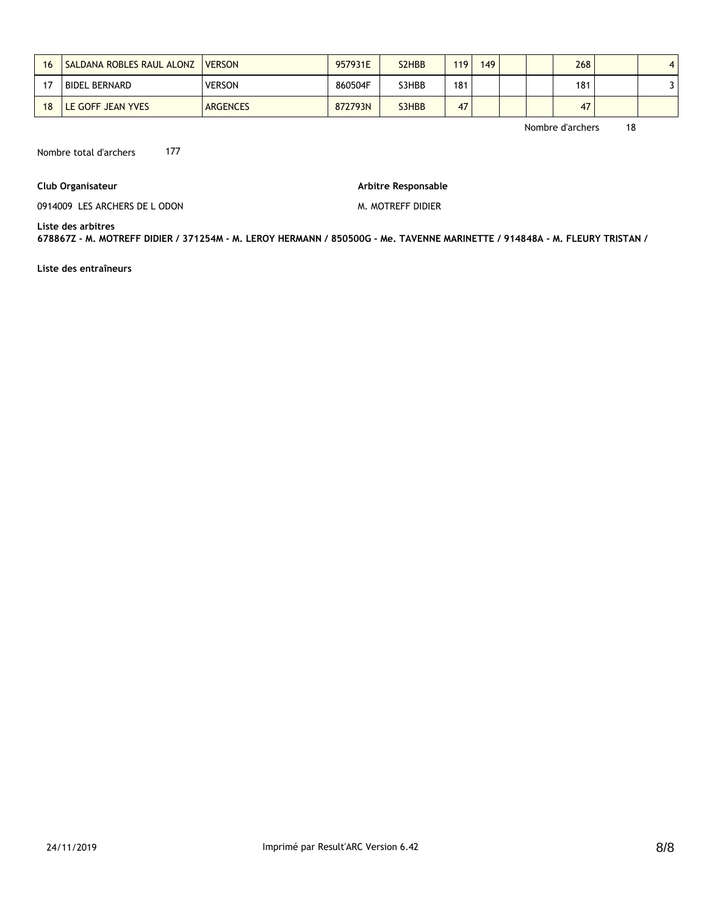| | | | | | | | | | | | | |
|---|---|---|---|---|---|---|---|---|---|---|---|---|
| 16 | SALDANA ROBLES RAUL ALONZ | VERSON | 957931E | S2HBB | 119 | 149 | | | 268 | | | 4 |
| 17 | BIDEL BERNARD | VERSON | 860504F | S3HBB | 181 | | | | 181 | | | 3 |
| 18 | LE GOFF JEAN YVES | ARGENCES | 872793N | S3HBB | 47 | | | | 47 | | | |

Nombre d'archers 18

Nombre total d'archers 177

**Club Organisateur**

0914009 LES ARCHERS DE L ODON

**Arbitre Responsable**

M. MOTREFF DIDIER

**Liste des arbitres**

**678867Z - M. MOTREFF DIDIER / 371254M - M. LEROY HERMANN / 850500G - Me. TAVENNE MARINETTE / 914848A - M. FLEURY TRISTAN /**

**Liste des entraîneurs**

24/11/2019 Imprimé par Result'ARC Version 6.42